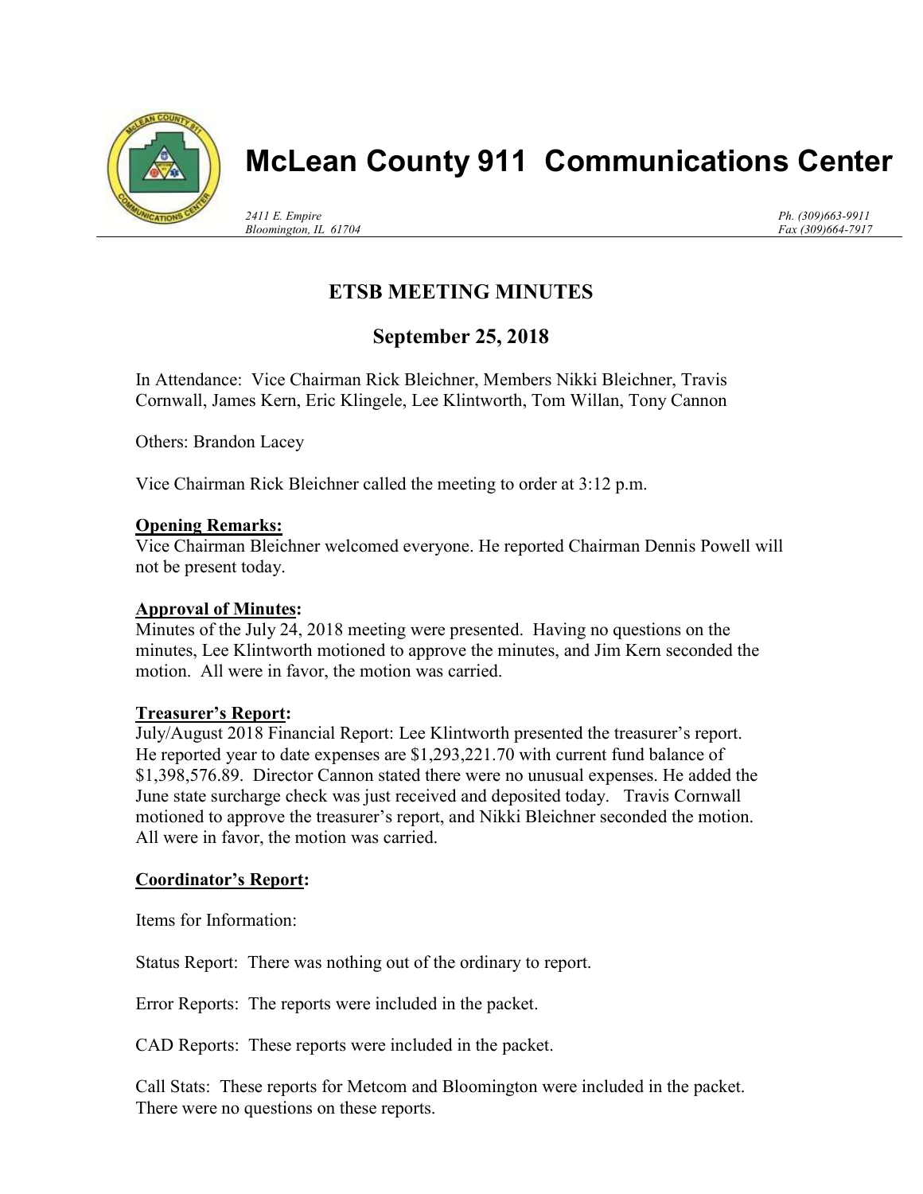# McLean County 911 Communications Center

*2411 E. Empire*
*Bloomington, IL 61704*

*Ph. (309)663-9911*
*Fax (309)664-7917*

## ETSB MEETING MINUTES

## September 25, 2018

In Attendance: Vice Chairman Rick Bleichner, Members Nikki Bleichner, Travis Cornwall, James Kern, Eric Klingele, Lee Klintworth, Tom Willan, Tony Cannon

Others: Brandon Lacey

Vice Chairman Rick Bleichner called the meeting to order at 3:12 p.m.

**Opening Remarks:**
Vice Chairman Bleichner welcomed everyone. He reported Chairman Dennis Powell will not be present today.

**Approval of Minutes:**
Minutes of the July 24, 2018 meeting were presented. Having no questions on the minutes, Lee Klintworth motioned to approve the minutes, and Jim Kern seconded the motion. All were in favor, the motion was carried.

**Treasurer's Report:**
July/August 2018 Financial Report: Lee Klintworth presented the treasurer's report. He reported year to date expenses are $1,293,221.70 with current fund balance of $1,398,576.89. Director Cannon stated there were no unusual expenses. He added the June state surcharge check was just received and deposited today. Travis Cornwall motioned to approve the treasurer's report, and Nikki Bleichner seconded the motion. All were in favor, the motion was carried.

**Coordinator's Report:**

Items for Information:

Status Report: There was nothing out of the ordinary to report.

Error Reports: The reports were included in the packet.

CAD Reports: These reports were included in the packet.

Call Stats: These reports for Metcom and Bloomington were included in the packet. There were no questions on these reports.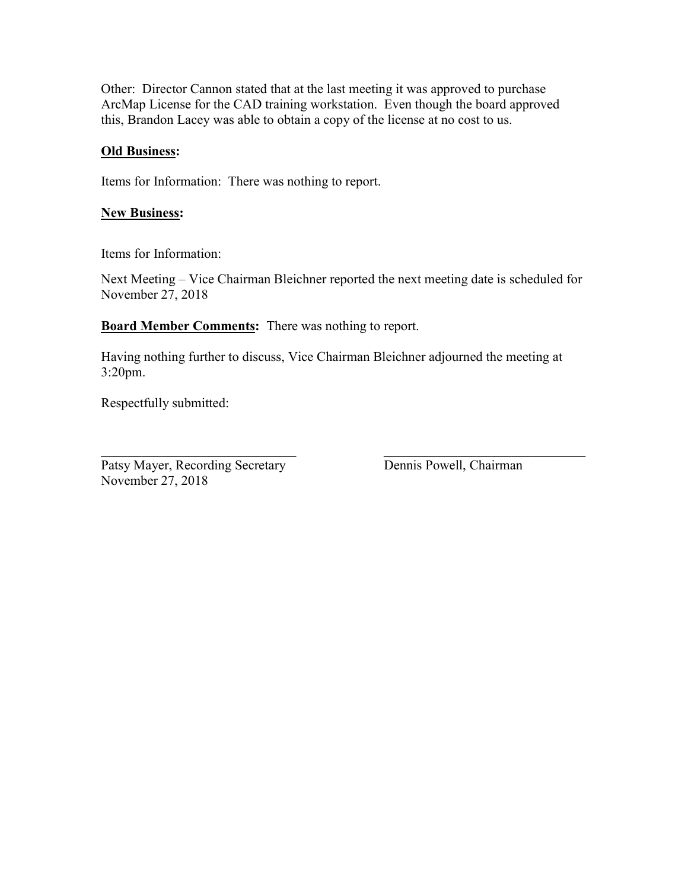Other: Director Cannon stated that at the last meeting it was approved to purchase ArcMap License for the CAD training workstation. Even though the board approved this, Brandon Lacey was able to obtain a copy of the license at no cost to us.

**Old Business:**

Items for Information: There was nothing to report.

**New Business:**

Items for Information:

Next Meeting – Vice Chairman Bleichner reported the next meeting date is scheduled for November 27, 2018

**Board Member Comments:** There was nothing to report.

Having nothing further to discuss, Vice Chairman Bleichner adjourned the meeting at 3:20pm.

Respectfully submitted:

| | |
|---|---|
| ______________________________ | ______________________________ |
| Patsy Mayer, Recording Secretary | Dennis Powell, Chairman |
| November 27, 2018 | |